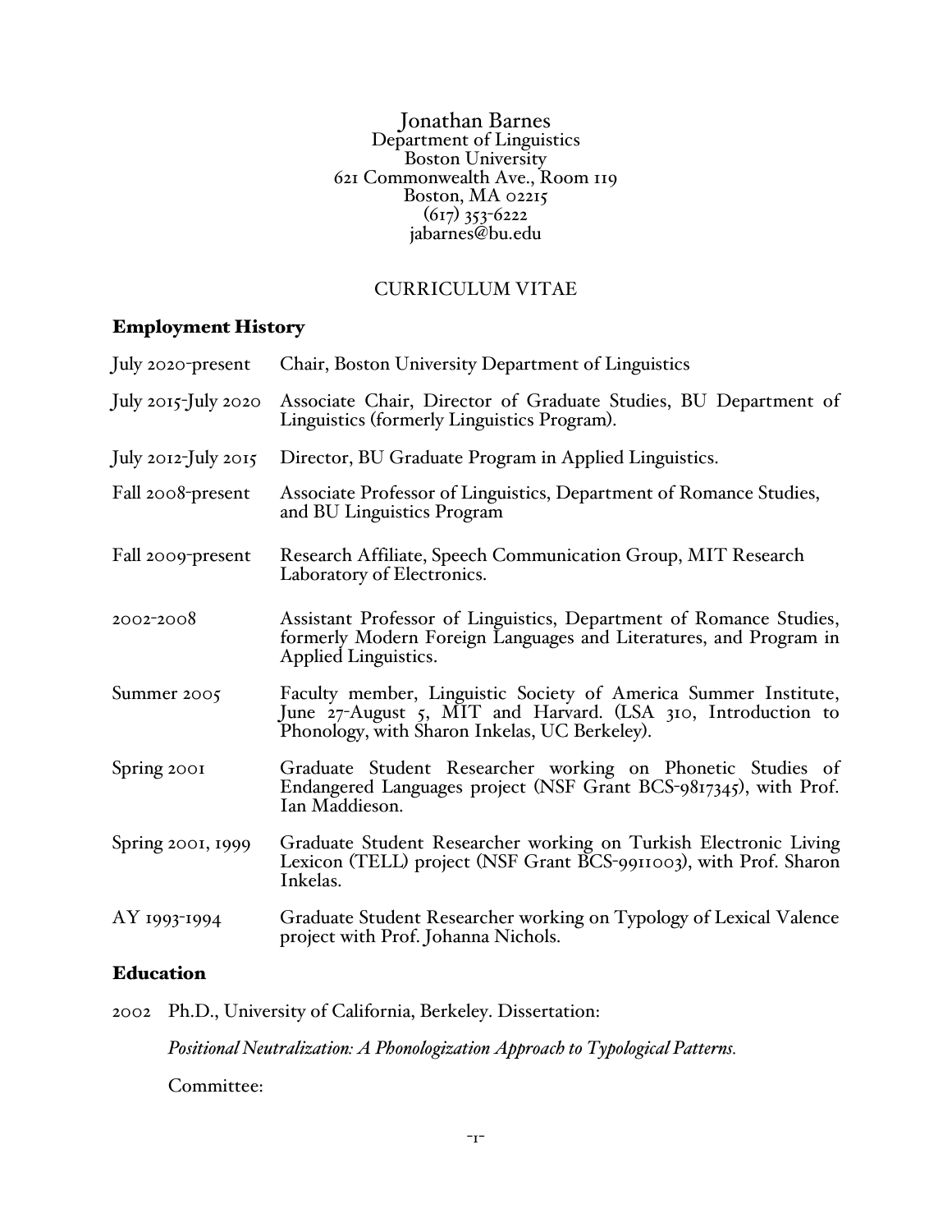Jonathan Barnes
Department of Linguistics
Boston University
621 Commonwealth Ave., Room 119
Boston, MA 02215
(617) 353-6222
jabarnes@bu.edu

CURRICULUM VITAE

## Employment History

| | |
|---|---|
| July 2020-present | Chair, Boston University Department of Linguistics |
| July 2015-July 2020 | Associate Chair, Director of Graduate Studies, BU Department of Linguistics (formerly Linguistics Program). |
| July 2012-July 2015 | Director, BU Graduate Program in Applied Linguistics. |
| Fall 2008-present | Associate Professor of Linguistics, Department of Romance Studies, and BU Linguistics Program |
| Fall 2009-present | Research Affiliate, Speech Communication Group, MIT Research Laboratory of Electronics. |
| 2002-2008 | Assistant Professor of Linguistics, Department of Romance Studies, formerly Modern Foreign Languages and Literatures, and Program in Applied Linguistics. |
| Summer 2005 | Faculty member, Linguistic Society of America Summer Institute, June 27-August 5, MIT and Harvard. (LSA 310, Introduction to Phonology, with Sharon Inkelas, UC Berkeley). |
| Spring 2001 | Graduate Student Researcher working on Phonetic Studies of Endangered Languages project (NSF Grant BCS-9817345), with Prof. Ian Maddieson. |
| Spring 2001, 1999 | Graduate Student Researcher working on Turkish Electronic Living Lexicon (TELL) project (NSF Grant BCS-9911003), with Prof. Sharon Inkelas. |
| AY 1993-1994 | Graduate Student Researcher working on Typology of Lexical Valence project with Prof. Johanna Nichols. |

## Education

2002 Ph.D., University of California, Berkeley. Dissertation:

*Positional Neutralization: A Phonologization Approach to Typological Patterns.*

Committee: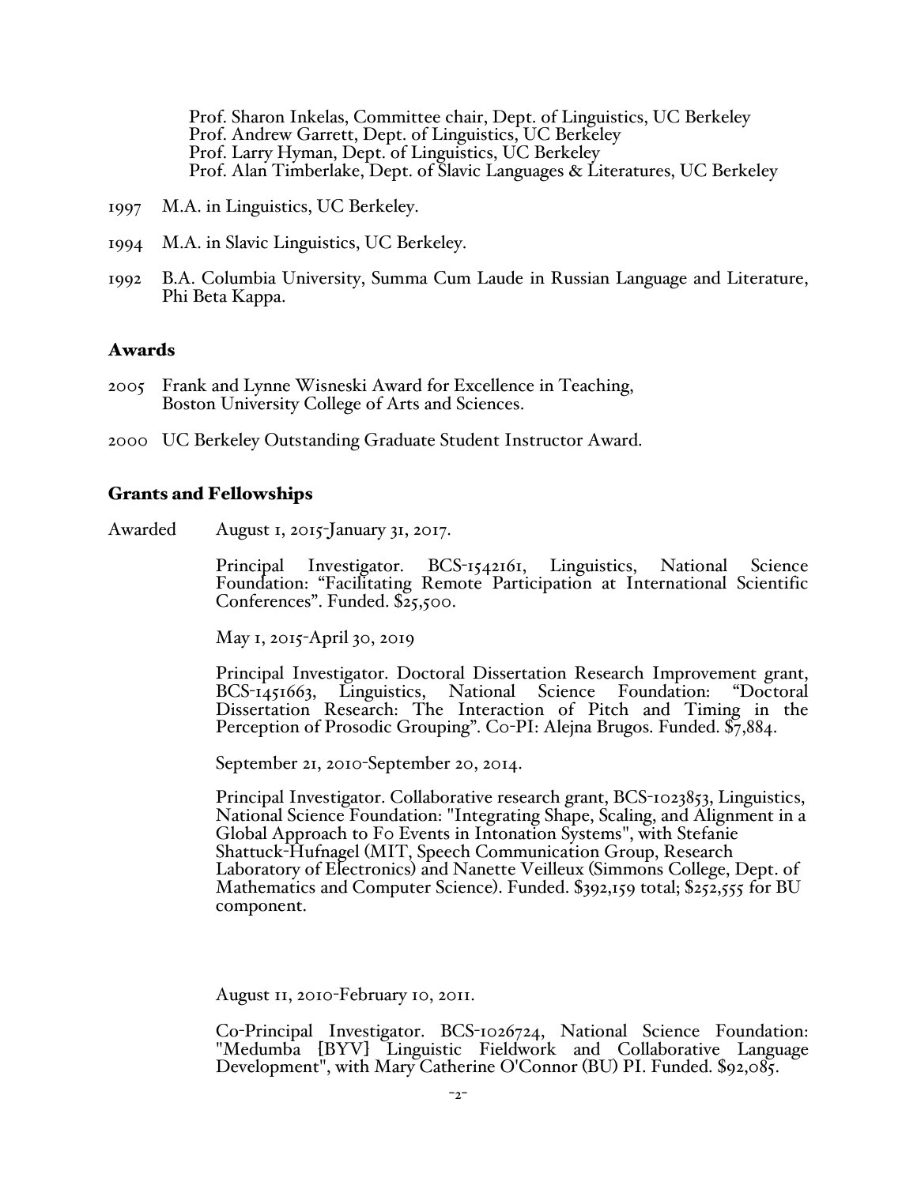Prof. Sharon Inkelas, Committee chair, Dept. of Linguistics, UC Berkeley
Prof. Andrew Garrett, Dept. of Linguistics, UC Berkeley
Prof. Larry Hyman, Dept. of Linguistics, UC Berkeley
Prof. Alan Timberlake, Dept. of Slavic Languages & Literatures, UC Berkeley

1997 M.A. in Linguistics, UC Berkeley.

1994 M.A. in Slavic Linguistics, UC Berkeley.

1992 B.A. Columbia University, Summa Cum Laude in Russian Language and Literature, Phi Beta Kappa.

## Awards

2005 Frank and Lynne Wisneski Award for Excellence in Teaching, Boston University College of Arts and Sciences.

2000 UC Berkeley Outstanding Graduate Student Instructor Award.

## Grants and Fellowships

Awarded August 1, 2015-January 31, 2017.

Principal Investigator. BCS-1542161, Linguistics, National Science Foundation: "Facilitating Remote Participation at International Scientific Conferences". Funded. $25,500.

May 1, 2015-April 30, 2019

Principal Investigator. Doctoral Dissertation Research Improvement grant, BCS-1451663, Linguistics, National Science Foundation: "Doctoral Dissertation Research: The Interaction of Pitch and Timing in the Perception of Prosodic Grouping". Co-PI: Alejna Brugos. Funded. $7,884.

September 21, 2010-September 20, 2014.

Principal Investigator. Collaborative research grant, BCS-1023853, Linguistics, National Science Foundation: "Integrating Shape, Scaling, and Alignment in a Global Approach to F0 Events in Intonation Systems", with Stefanie Shattuck-Hufnagel (MIT, Speech Communication Group, Research Laboratory of Electronics) and Nanette Veilleux (Simmons College, Dept. of Mathematics and Computer Science). Funded. $392,159 total; $252,555 for BU component.

August 11, 2010-February 10, 2011.

Co-Principal Investigator. BCS-1026724, National Science Foundation: "Medumba [BYV] Linguistic Fieldwork and Collaborative Language Development", with Mary Catherine O'Connor (BU) PI. Funded. $92,085.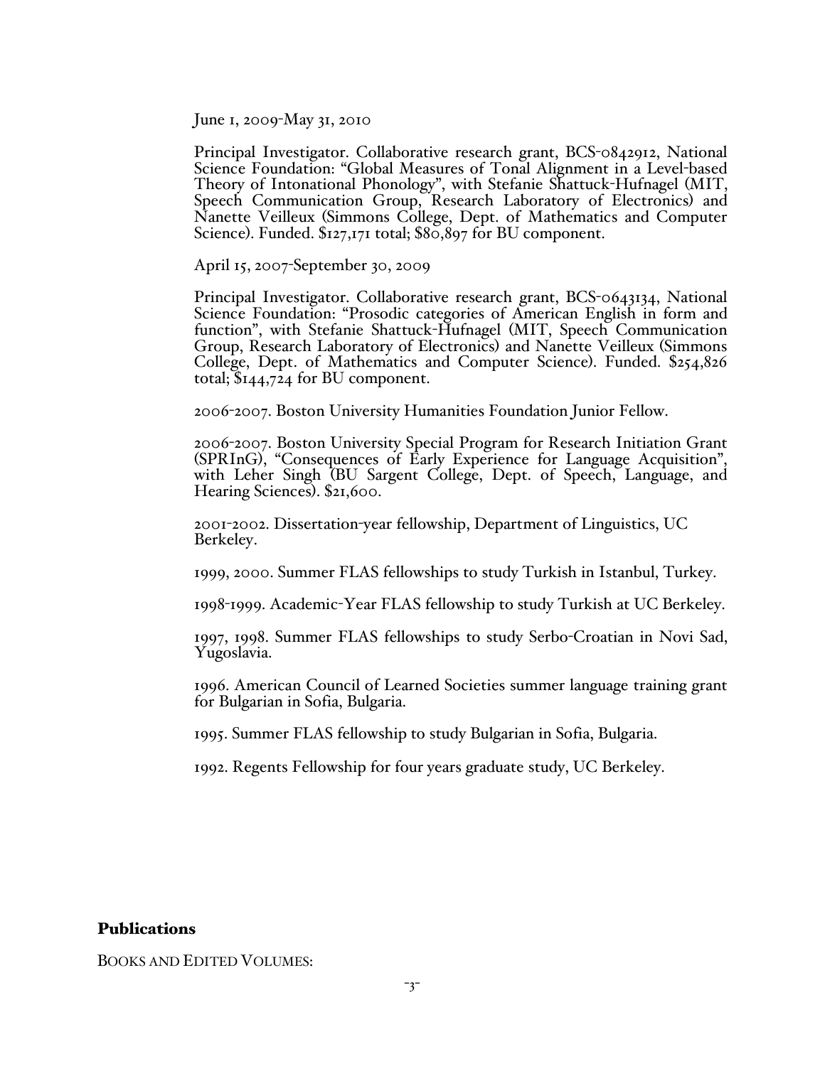June 1, 2009-May 31, 2010

Principal Investigator. Collaborative research grant, BCS-0842912, National Science Foundation: "Global Measures of Tonal Alignment in a Level-based Theory of Intonational Phonology", with Stefanie Shattuck-Hufnagel (MIT, Speech Communication Group, Research Laboratory of Electronics) and Nanette Veilleux (Simmons College, Dept. of Mathematics and Computer Science). Funded. $127,171 total; $80,897 for BU component.

April 15, 2007-September 30, 2009

Principal Investigator. Collaborative research grant, BCS-0643134, National Science Foundation: "Prosodic categories of American English in form and function", with Stefanie Shattuck-Hufnagel (MIT, Speech Communication Group, Research Laboratory of Electronics) and Nanette Veilleux (Simmons College, Dept. of Mathematics and Computer Science). Funded. $254,826 total; $144,724 for BU component.

2006-2007. Boston University Humanities Foundation Junior Fellow.

2006-2007. Boston University Special Program for Research Initiation Grant (SPRInG), "Consequences of Early Experience for Language Acquisition", with Leher Singh (BU Sargent College, Dept. of Speech, Language, and Hearing Sciences). $21,600.

2001-2002. Dissertation-year fellowship, Department of Linguistics, UC Berkeley.

1999, 2000. Summer FLAS fellowships to study Turkish in Istanbul, Turkey.

1998-1999. Academic-Year FLAS fellowship to study Turkish at UC Berkeley.

1997, 1998. Summer FLAS fellowships to study Serbo-Croatian in Novi Sad, Yugoslavia.

1996. American Council of Learned Societies summer language training grant for Bulgarian in Sofia, Bulgaria.

1995. Summer FLAS fellowship to study Bulgarian in Sofia, Bulgaria.

1992. Regents Fellowship for four years graduate study, UC Berkeley.

## Publications

BOOKS AND EDITED VOLUMES: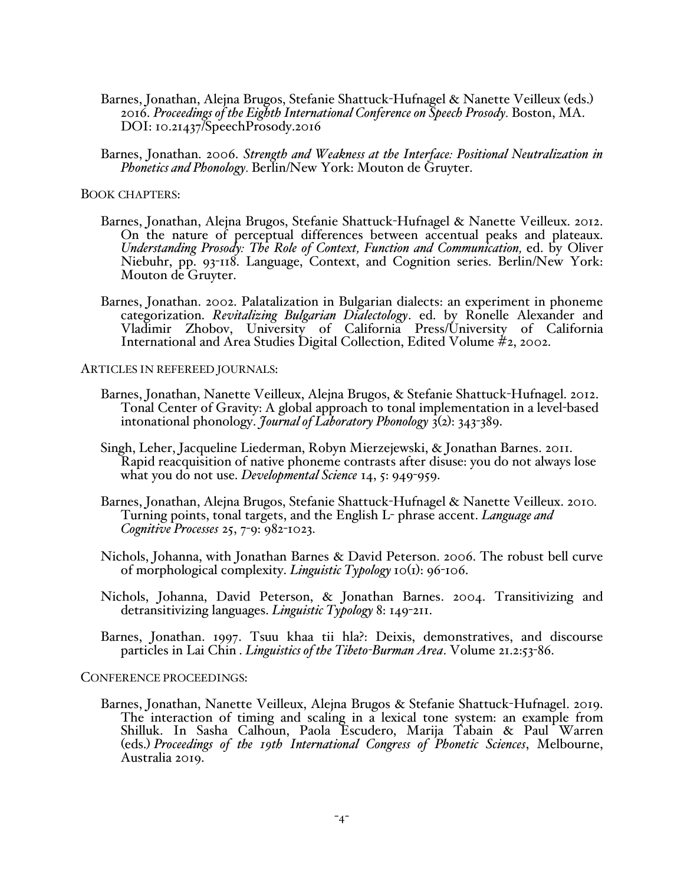Barnes, Jonathan, Alejna Brugos, Stefanie Shattuck-Hufnagel & Nanette Veilleux (eds.) 2016. *Proceedings of the Eighth International Conference on Speech Prosody*. Boston, MA. DOI: 10.21437/SpeechProsody.2016

Barnes, Jonathan. 2006. *Strength and Weakness at the Interface: Positional Neutralization in Phonetics and Phonology*. Berlin/New York: Mouton de Gruyter.

BOOK CHAPTERS:

Barnes, Jonathan, Alejna Brugos, Stefanie Shattuck-Hufnagel & Nanette Veilleux. 2012. On the nature of perceptual differences between accentual peaks and plateaux. *Understanding Prosody: The Role of Context, Function and Communication,* ed. by Oliver Niebuhr, pp. 93-118. Language, Context, and Cognition series. Berlin/New York: Mouton de Gruyter.

Barnes, Jonathan. 2002. Palatalization in Bulgarian dialects: an experiment in phoneme categorization. *Revitalizing Bulgarian Dialectology*. ed. by Ronelle Alexander and Vladimir Zhobov, University of California Press/University of California International and Area Studies Digital Collection, Edited Volume #2, 2002.

ARTICLES IN REFEREED JOURNALS:

Barnes, Jonathan, Nanette Veilleux, Alejna Brugos, & Stefanie Shattuck-Hufnagel. 2012. Tonal Center of Gravity: A global approach to tonal implementation in a level-based intonational phonology. *Journal of Laboratory Phonology* 3(2): 343-389.

Singh, Leher, Jacqueline Liederman, Robyn Mierzejewski, & Jonathan Barnes. 2011. Rapid reacquisition of native phoneme contrasts after disuse: you do not always lose what you do not use. *Developmental Science* 14, 5: 949-959.

Barnes, Jonathan, Alejna Brugos, Stefanie Shattuck-Hufnagel & Nanette Veilleux. 2010. Turning points, tonal targets, and the English L- phrase accent. *Language and Cognitive Processes* 25, 7-9: 982-1023.

Nichols, Johanna, with Jonathan Barnes & David Peterson. 2006. The robust bell curve of morphological complexity. *Linguistic Typology* 10(1): 96-106.

Nichols, Johanna, David Peterson, & Jonathan Barnes. 2004. Transitivizing and detransitivizing languages. *Linguistic Typology* 8: 149-211.

Barnes, Jonathan. 1997. Tsuu khaa tii hla?: Deixis, demonstratives, and discourse particles in Lai Chin . *Linguistics of the Tibeto-Burman Area*. Volume 21.2:53-86.

CONFERENCE PROCEEDINGS:

Barnes, Jonathan, Nanette Veilleux, Alejna Brugos & Stefanie Shattuck-Hufnagel. 2019. The interaction of timing and scaling in a lexical tone system: an example from Shilluk. In Sasha Calhoun, Paola Escudero, Marija Tabain & Paul Warren (eds.) *Proceedings of the 19th International Congress of Phonetic Sciences*, Melbourne, Australia 2019.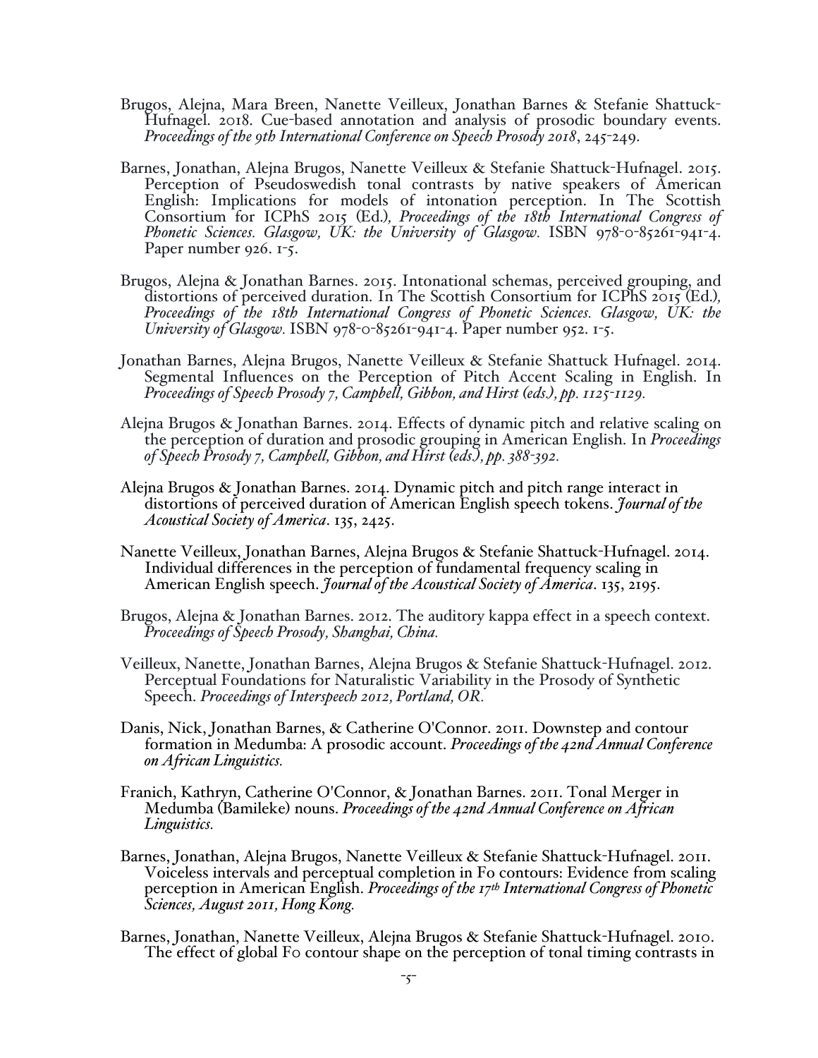Brugos, Alejna, Mara Breen, Nanette Veilleux, Jonathan Barnes & Stefanie Shattuck-Hufnagel. 2018. Cue-based annotation and analysis of prosodic boundary events. *Proceedings of the 9th International Conference on Speech Prosody 2018*, 245-249.

Barnes, Jonathan, Alejna Brugos, Nanette Veilleux & Stefanie Shattuck-Hufnagel. 2015. Perception of Pseudoswedish tonal contrasts by native speakers of American English: Implications for models of intonation perception. In The Scottish Consortium for ICPhS 2015 (Ed.), *Proceedings of the 18th International Congress of Phonetic Sciences. Glasgow, UK: the University of Glasgow*. ISBN 978-0-85261-941-4. Paper number 926. 1-5.

Brugos, Alejna & Jonathan Barnes. 2015. Intonational schemas, perceived grouping, and distortions of perceived duration. In The Scottish Consortium for ICPhS 2015 (Ed.), *Proceedings of the 18th International Congress of Phonetic Sciences. Glasgow, UK: the University of Glasgow*. ISBN 978-0-85261-941-4. Paper number 952. 1-5.

Jonathan Barnes, Alejna Brugos, Nanette Veilleux & Stefanie Shattuck Hufnagel. 2014. Segmental Influences on the Perception of Pitch Accent Scaling in English. In *Proceedings of Speech Prosody 7, Campbell, Gibbon, and Hirst (eds.), pp. 1125-1129.*

Alejna Brugos & Jonathan Barnes. 2014. Effects of dynamic pitch and relative scaling on the perception of duration and prosodic grouping in American English. In *Proceedings of Speech Prosody 7, Campbell, Gibbon, and Hirst (eds.), pp. 388-392.*

Alejna Brugos & Jonathan Barnes. 2014. Dynamic pitch and pitch range interact in distortions of perceived duration of American English speech tokens. *Journal of the Acoustical Society of America*. 135, 2425.

Nanette Veilleux, Jonathan Barnes, Alejna Brugos & Stefanie Shattuck-Hufnagel. 2014. Individual differences in the perception of fundamental frequency scaling in American English speech. *Journal of the Acoustical Society of America*. 135, 2195.

Brugos, Alejna & Jonathan Barnes. 2012. The auditory kappa effect in a speech context. *Proceedings of Speech Prosody, Shanghai, China.*

Veilleux, Nanette, Jonathan Barnes, Alejna Brugos & Stefanie Shattuck-Hufnagel. 2012. Perceptual Foundations for Naturalistic Variability in the Prosody of Synthetic Speech. *Proceedings of Interspeech 2012, Portland, OR.*

Danis, Nick, Jonathan Barnes, & Catherine O'Connor. 2011. Downstep and contour formation in Medumba: A prosodic account. *Proceedings of the 42nd Annual Conference on African Linguistics.*

Franich, Kathryn, Catherine O'Connor, & Jonathan Barnes. 2011. Tonal Merger in Medumba (Bamileke) nouns. *Proceedings of the 42nd Annual Conference on African Linguistics.*

Barnes, Jonathan, Alejna Brugos, Nanette Veilleux & Stefanie Shattuck-Hufnagel. 2011. Voiceless intervals and perceptual completion in F0 contours: Evidence from scaling perception in American English. *Proceedings of the 17th International Congress of Phonetic Sciences, August 2011, Hong Kong.*

Barnes, Jonathan, Nanette Veilleux, Alejna Brugos & Stefanie Shattuck-Hufnagel. 2010. The effect of global F0 contour shape on the perception of tonal timing contrasts in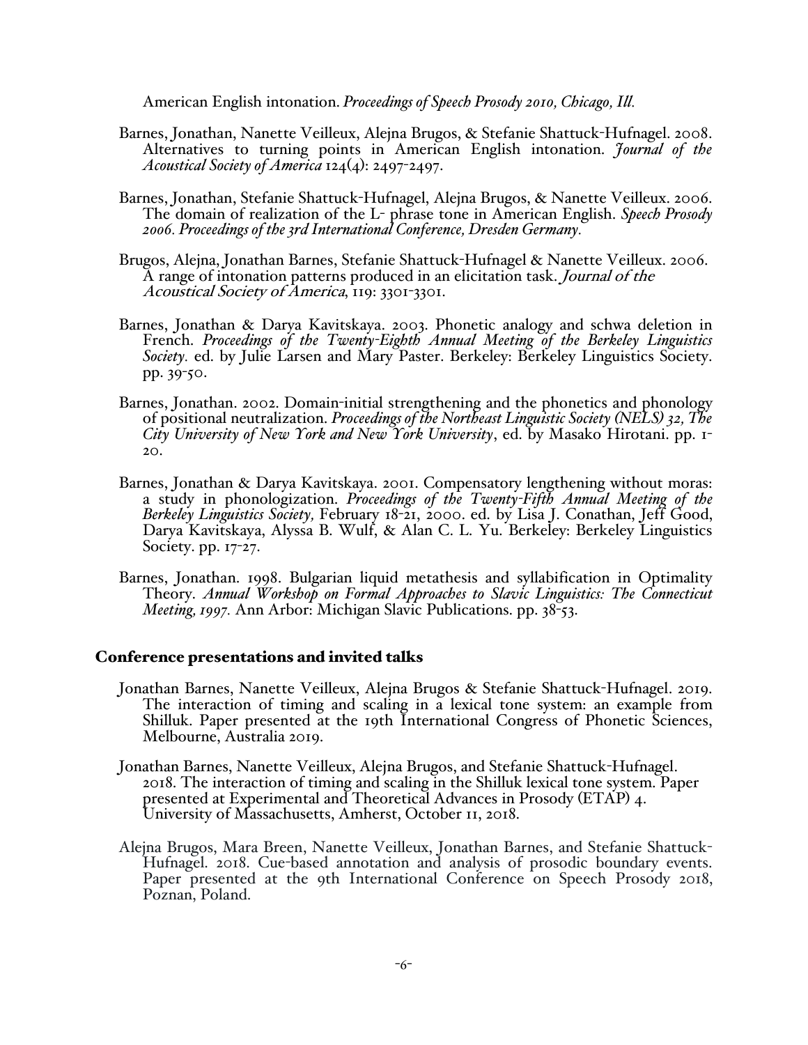American English intonation. *Proceedings of Speech Prosody 2010, Chicago, Ill.*

Barnes, Jonathan, Nanette Veilleux, Alejna Brugos, & Stefanie Shattuck-Hufnagel. 2008. Alternatives to turning points in American English intonation. *Journal of the Acoustical Society of America* 124(4): 2497-2497.

Barnes, Jonathan, Stefanie Shattuck-Hufnagel, Alejna Brugos, & Nanette Veilleux. 2006. The domain of realization of the L- phrase tone in American English. *Speech Prosody 2006. Proceedings of the 3rd International Conference, Dresden Germany.*

Brugos, Alejna, Jonathan Barnes, Stefanie Shattuck-Hufnagel & Nanette Veilleux. 2006. A range of intonation patterns produced in an elicitation task. *Journal of the Acoustical Society of America*, 119: 3301-3301.

Barnes, Jonathan & Darya Kavitskaya. 2003. Phonetic analogy and schwa deletion in French. *Proceedings of the Twenty-Eighth Annual Meeting of the Berkeley Linguistics Society.* ed. by Julie Larsen and Mary Paster. Berkeley: Berkeley Linguistics Society. pp. 39-50.

Barnes, Jonathan. 2002. Domain-initial strengthening and the phonetics and phonology of positional neutralization. *Proceedings of the Northeast Linguistic Society (NELS) 32, The City University of New York and New York University*, ed. by Masako Hirotani. pp. 1-20.

Barnes, Jonathan & Darya Kavitskaya. 2001. Compensatory lengthening without moras: a study in phonologization. *Proceedings of the Twenty-Fifth Annual Meeting of the Berkeley Linguistics Society,* February 18-21, 2000. ed. by Lisa J. Conathan, Jeff Good, Darya Kavitskaya, Alyssa B. Wulf, & Alan C. L. Yu. Berkeley: Berkeley Linguistics Society. pp. 17-27.

Barnes, Jonathan. 1998. Bulgarian liquid metathesis and syllabification in Optimality Theory. *Annual Workshop on Formal Approaches to Slavic Linguistics: The Connecticut Meeting, 1997.* Ann Arbor: Michigan Slavic Publications. pp. 38-53.

## Conference presentations and invited talks

Jonathan Barnes, Nanette Veilleux, Alejna Brugos & Stefanie Shattuck-Hufnagel. 2019. The interaction of timing and scaling in a lexical tone system: an example from Shilluk. Paper presented at the 19th International Congress of Phonetic Sciences, Melbourne, Australia 2019.

Jonathan Barnes, Nanette Veilleux, Alejna Brugos, and Stefanie Shattuck-Hufnagel. 2018. The interaction of timing and scaling in the Shilluk lexical tone system. Paper presented at Experimental and Theoretical Advances in Prosody (ETAP) 4. University of Massachusetts, Amherst, October 11, 2018.

Alejna Brugos, Mara Breen, Nanette Veilleux, Jonathan Barnes, and Stefanie Shattuck-Hufnagel. 2018. Cue-based annotation and analysis of prosodic boundary events. Paper presented at the 9th International Conference on Speech Prosody 2018, Poznan, Poland.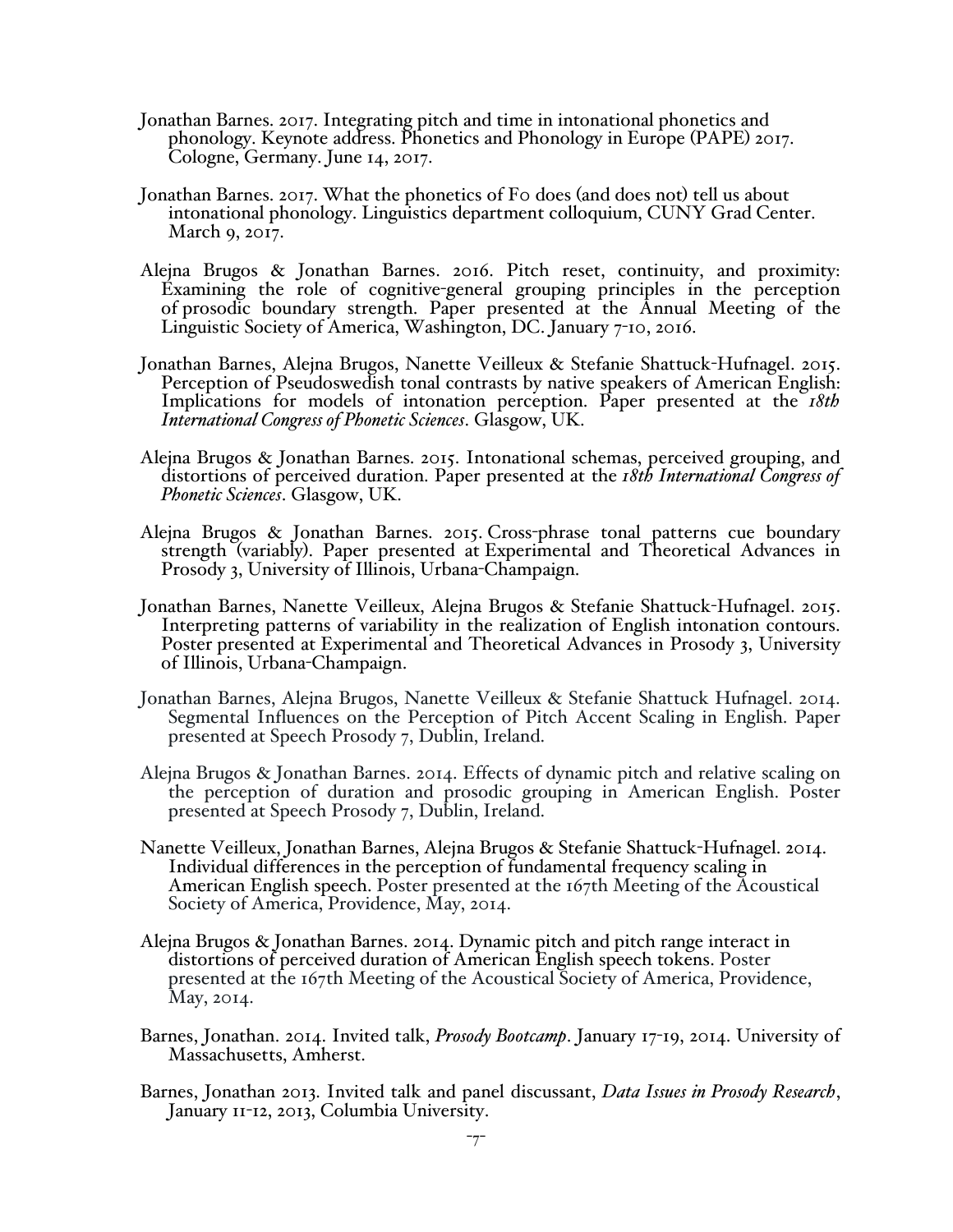Jonathan Barnes. 2017. Integrating pitch and time in intonational phonetics and phonology. Keynote address. Phonetics and Phonology in Europe (PAPE) 2017. Cologne, Germany. June 14, 2017.

Jonathan Barnes. 2017. What the phonetics of F0 does (and does not) tell us about intonational phonology. Linguistics department colloquium, CUNY Grad Center. March 9, 2017.

Alejna Brugos & Jonathan Barnes. 2016. Pitch reset, continuity, and proximity: Examining the role of cognitive-general grouping principles in the perception of prosodic boundary strength. Paper presented at the Annual Meeting of the Linguistic Society of America, Washington, DC. January 7-10, 2016.

Jonathan Barnes, Alejna Brugos, Nanette Veilleux & Stefanie Shattuck-Hufnagel. 2015. Perception of Pseudoswedish tonal contrasts by native speakers of American English: Implications for models of intonation perception. Paper presented at the *18th International Congress of Phonetic Sciences*. Glasgow, UK.

Alejna Brugos & Jonathan Barnes. 2015. Intonational schemas, perceived grouping, and distortions of perceived duration. Paper presented at the *18th International Congress of Phonetic Sciences*. Glasgow, UK.

Alejna Brugos & Jonathan Barnes. 2015. Cross-phrase tonal patterns cue boundary strength (variably). Paper presented at Experimental and Theoretical Advances in Prosody 3, University of Illinois, Urbana-Champaign.

Jonathan Barnes, Nanette Veilleux, Alejna Brugos & Stefanie Shattuck-Hufnagel. 2015. Interpreting patterns of variability in the realization of English intonation contours. Poster presented at Experimental and Theoretical Advances in Prosody 3, University of Illinois, Urbana-Champaign.

Jonathan Barnes, Alejna Brugos, Nanette Veilleux & Stefanie Shattuck Hufnagel. 2014. Segmental Influences on the Perception of Pitch Accent Scaling in English. Paper presented at Speech Prosody 7, Dublin, Ireland.

Alejna Brugos & Jonathan Barnes. 2014. Effects of dynamic pitch and relative scaling on the perception of duration and prosodic grouping in American English. Poster presented at Speech Prosody 7, Dublin, Ireland.

Nanette Veilleux, Jonathan Barnes, Alejna Brugos & Stefanie Shattuck-Hufnagel. 2014. Individual differences in the perception of fundamental frequency scaling in American English speech. Poster presented at the 167th Meeting of the Acoustical Society of America, Providence, May, 2014.

Alejna Brugos & Jonathan Barnes. 2014. Dynamic pitch and pitch range interact in distortions of perceived duration of American English speech tokens. Poster presented at the 167th Meeting of the Acoustical Society of America, Providence, May, 2014.

Barnes, Jonathan. 2014. Invited talk, *Prosody Bootcamp*. January 17-19, 2014. University of Massachusetts, Amherst.

Barnes, Jonathan 2013. Invited talk and panel discussant, *Data Issues in Prosody Research*, January 11-12, 2013, Columbia University.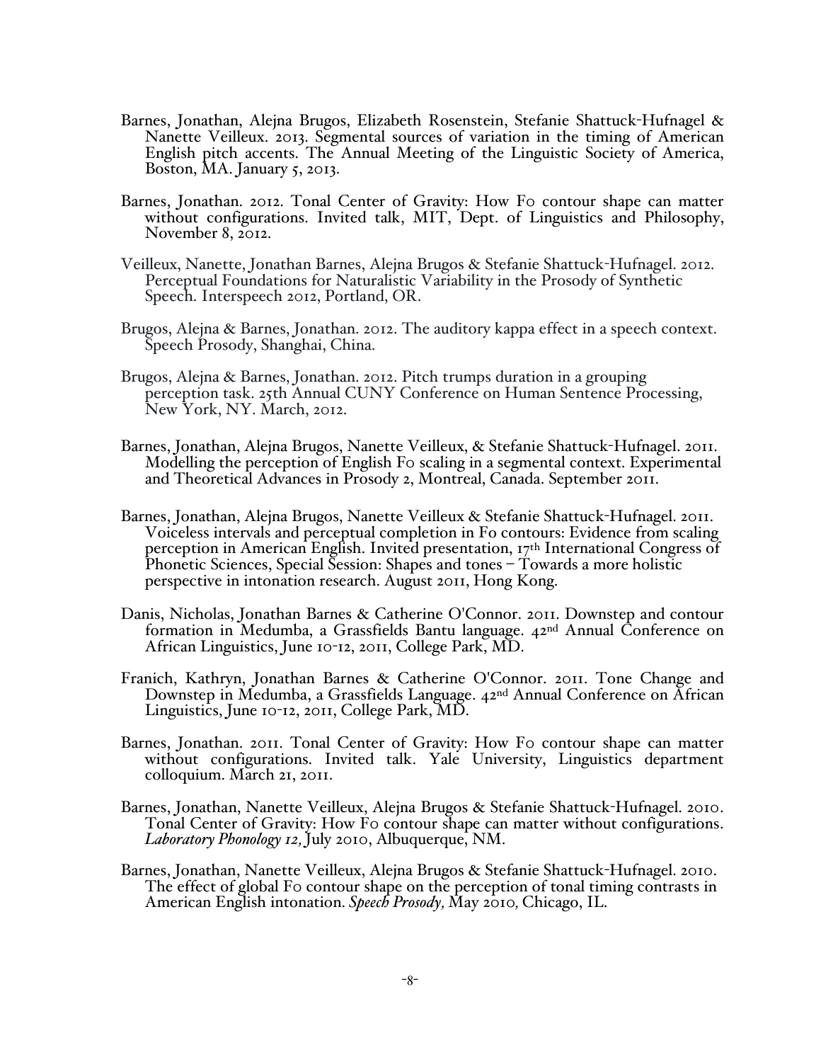Barnes, Jonathan, Alejna Brugos, Elizabeth Rosenstein, Stefanie Shattuck-Hufnagel & Nanette Veilleux. 2013. Segmental sources of variation in the timing of American English pitch accents. The Annual Meeting of the Linguistic Society of America, Boston, MA. January 5, 2013.

Barnes, Jonathan. 2012. Tonal Center of Gravity: How F0 contour shape can matter without configurations. Invited talk, MIT, Dept. of Linguistics and Philosophy, November 8, 2012.

Veilleux, Nanette, Jonathan Barnes, Alejna Brugos & Stefanie Shattuck-Hufnagel. 2012. Perceptual Foundations for Naturalistic Variability in the Prosody of Synthetic Speech. Interspeech 2012, Portland, OR.

Brugos, Alejna & Barnes, Jonathan. 2012. The auditory kappa effect in a speech context. Speech Prosody, Shanghai, China.

Brugos, Alejna & Barnes, Jonathan. 2012. Pitch trumps duration in a grouping perception task. 25th Annual CUNY Conference on Human Sentence Processing, New York, NY. March, 2012.

Barnes, Jonathan, Alejna Brugos, Nanette Veilleux, & Stefanie Shattuck-Hufnagel. 2011. Modelling the perception of English F0 scaling in a segmental context. Experimental and Theoretical Advances in Prosody 2, Montreal, Canada. September 2011.

Barnes, Jonathan, Alejna Brugos, Nanette Veilleux & Stefanie Shattuck-Hufnagel. 2011. Voiceless intervals and perceptual completion in F0 contours: Evidence from scaling perception in American English. Invited presentation, 17th International Congress of Phonetic Sciences, Special Session: Shapes and tones – Towards a more holistic perspective in intonation research. August 2011, Hong Kong.

Danis, Nicholas, Jonathan Barnes & Catherine O'Connor. 2011. Downstep and contour formation in Medumba, a Grassfields Bantu language. 42nd Annual Conference on African Linguistics, June 10-12, 2011, College Park, MD.

Franich, Kathryn, Jonathan Barnes & Catherine O'Connor. 2011. Tone Change and Downstep in Medumba, a Grassfields Language. 42nd Annual Conference on African Linguistics, June 10-12, 2011, College Park, MD.

Barnes, Jonathan. 2011. Tonal Center of Gravity: How F0 contour shape can matter without configurations. Invited talk. Yale University, Linguistics department colloquium. March 21, 2011.

Barnes, Jonathan, Nanette Veilleux, Alejna Brugos & Stefanie Shattuck-Hufnagel. 2010. Tonal Center of Gravity: How F0 contour shape can matter without configurations. *Laboratory Phonology 12,* July 2010, Albuquerque, NM.

Barnes, Jonathan, Nanette Veilleux, Alejna Brugos & Stefanie Shattuck-Hufnagel. 2010. The effect of global F0 contour shape on the perception of tonal timing contrasts in American English intonation. *Speech Prosody,* May 2010*,* Chicago, IL.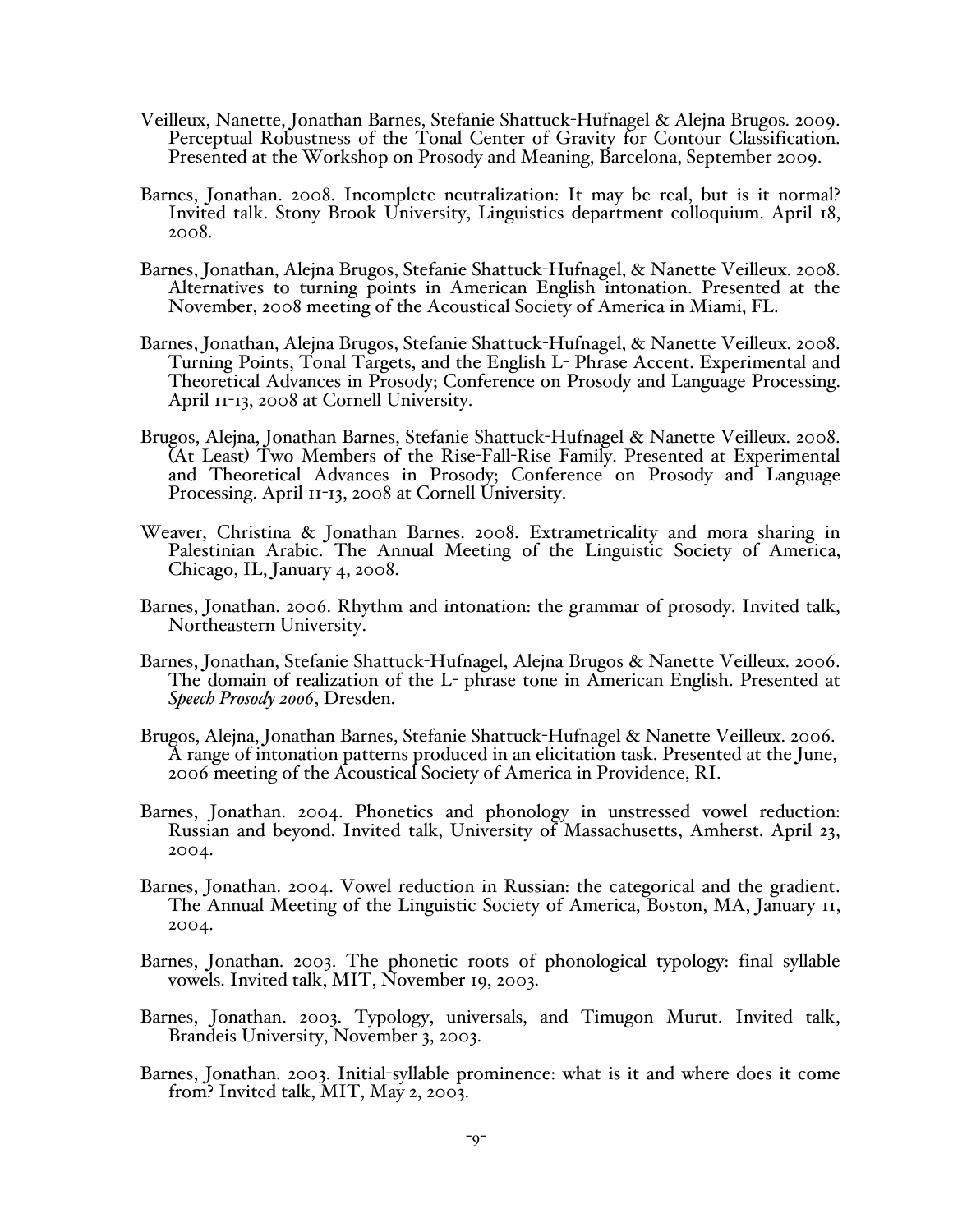Veilleux, Nanette, Jonathan Barnes, Stefanie Shattuck-Hufnagel & Alejna Brugos. 2009. Perceptual Robustness of the Tonal Center of Gravity for Contour Classification. Presented at the Workshop on Prosody and Meaning, Barcelona, September 2009.

Barnes, Jonathan. 2008. Incomplete neutralization: It may be real, but is it normal? Invited talk. Stony Brook University, Linguistics department colloquium. April 18, 2008.

Barnes, Jonathan, Alejna Brugos, Stefanie Shattuck-Hufnagel, & Nanette Veilleux. 2008. Alternatives to turning points in American English intonation. Presented at the November, 2008 meeting of the Acoustical Society of America in Miami, FL.

Barnes, Jonathan, Alejna Brugos, Stefanie Shattuck-Hufnagel, & Nanette Veilleux. 2008. Turning Points, Tonal Targets, and the English L- Phrase Accent. Experimental and Theoretical Advances in Prosody; Conference on Prosody and Language Processing. April 11-13, 2008 at Cornell University.

Brugos, Alejna, Jonathan Barnes, Stefanie Shattuck-Hufnagel & Nanette Veilleux. 2008. (At Least) Two Members of the Rise-Fall-Rise Family. Presented at Experimental and Theoretical Advances in Prosody; Conference on Prosody and Language Processing. April 11-13, 2008 at Cornell University.

Weaver, Christina & Jonathan Barnes. 2008. Extrametricality and mora sharing in Palestinian Arabic. The Annual Meeting of the Linguistic Society of America, Chicago, IL, January 4, 2008.

Barnes, Jonathan. 2006. Rhythm and intonation: the grammar of prosody. Invited talk, Northeastern University.

Barnes, Jonathan, Stefanie Shattuck-Hufnagel, Alejna Brugos & Nanette Veilleux. 2006. The domain of realization of the L- phrase tone in American English. Presented at *Speech Prosody 2006*, Dresden.

Brugos, Alejna, Jonathan Barnes, Stefanie Shattuck-Hufnagel & Nanette Veilleux. 2006. A range of intonation patterns produced in an elicitation task. Presented at the June, 2006 meeting of the Acoustical Society of America in Providence, RI.

Barnes, Jonathan. 2004. Phonetics and phonology in unstressed vowel reduction: Russian and beyond. Invited talk, University of Massachusetts, Amherst. April 23, 2004.

Barnes, Jonathan. 2004. Vowel reduction in Russian: the categorical and the gradient. The Annual Meeting of the Linguistic Society of America, Boston, MA, January 11, 2004.

Barnes, Jonathan. 2003. The phonetic roots of phonological typology: final syllable vowels. Invited talk, MIT, November 19, 2003.

Barnes, Jonathan. 2003. Typology, universals, and Timugon Murut. Invited talk, Brandeis University, November 3, 2003.

Barnes, Jonathan. 2003. Initial-syllable prominence: what is it and where does it come from? Invited talk, MIT, May 2, 2003.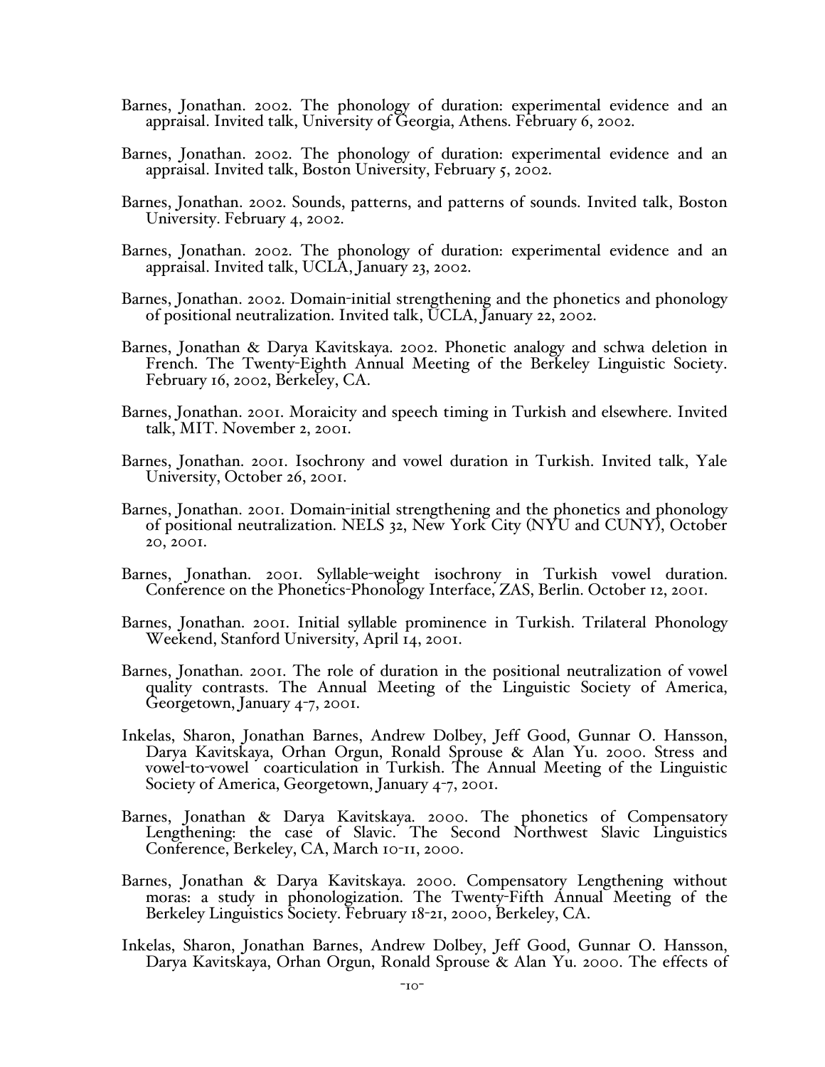Barnes, Jonathan. 2002. The phonology of duration: experimental evidence and an appraisal. Invited talk, University of Georgia, Athens. February 6, 2002.

Barnes, Jonathan. 2002. The phonology of duration: experimental evidence and an appraisal. Invited talk, Boston University, February 5, 2002.

Barnes, Jonathan. 2002. Sounds, patterns, and patterns of sounds. Invited talk, Boston University. February 4, 2002.

Barnes, Jonathan. 2002. The phonology of duration: experimental evidence and an appraisal. Invited talk, UCLA, January 23, 2002.

Barnes, Jonathan. 2002. Domain-initial strengthening and the phonetics and phonology of positional neutralization. Invited talk, UCLA, January 22, 2002.

Barnes, Jonathan & Darya Kavitskaya. 2002. Phonetic analogy and schwa deletion in French. The Twenty-Eighth Annual Meeting of the Berkeley Linguistic Society. February 16, 2002, Berkeley, CA.

Barnes, Jonathan. 2001. Moraicity and speech timing in Turkish and elsewhere. Invited talk, MIT. November 2, 2001.

Barnes, Jonathan. 2001. Isochrony and vowel duration in Turkish. Invited talk, Yale University, October 26, 2001.

Barnes, Jonathan. 2001. Domain-initial strengthening and the phonetics and phonology of positional neutralization. NELS 32, New York City (NYU and CUNY), October 20, 2001.

Barnes, Jonathan. 2001. Syllable-weight isochrony in Turkish vowel duration. Conference on the Phonetics-Phonology Interface, ZAS, Berlin. October 12, 2001.

Barnes, Jonathan. 2001. Initial syllable prominence in Turkish. Trilateral Phonology Weekend, Stanford University, April 14, 2001.

Barnes, Jonathan. 2001. The role of duration in the positional neutralization of vowel quality contrasts. The Annual Meeting of the Linguistic Society of America, Georgetown, January 4-7, 2001.

Inkelas, Sharon, Jonathan Barnes, Andrew Dolbey, Jeff Good, Gunnar O. Hansson, Darya Kavitskaya, Orhan Orgun, Ronald Sprouse & Alan Yu. 2000. Stress and vowel-to-vowel coarticulation in Turkish. The Annual Meeting of the Linguistic Society of America, Georgetown, January 4-7, 2001.

Barnes, Jonathan & Darya Kavitskaya. 2000. The phonetics of Compensatory Lengthening: the case of Slavic. The Second Northwest Slavic Linguistics Conference, Berkeley, CA, March 10-11, 2000.

Barnes, Jonathan & Darya Kavitskaya. 2000. Compensatory Lengthening without moras: a study in phonologization. The Twenty-Fifth Annual Meeting of the Berkeley Linguistics Society. February 18-21, 2000, Berkeley, CA.

Inkelas, Sharon, Jonathan Barnes, Andrew Dolbey, Jeff Good, Gunnar O. Hansson, Darya Kavitskaya, Orhan Orgun, Ronald Sprouse & Alan Yu. 2000. The effects of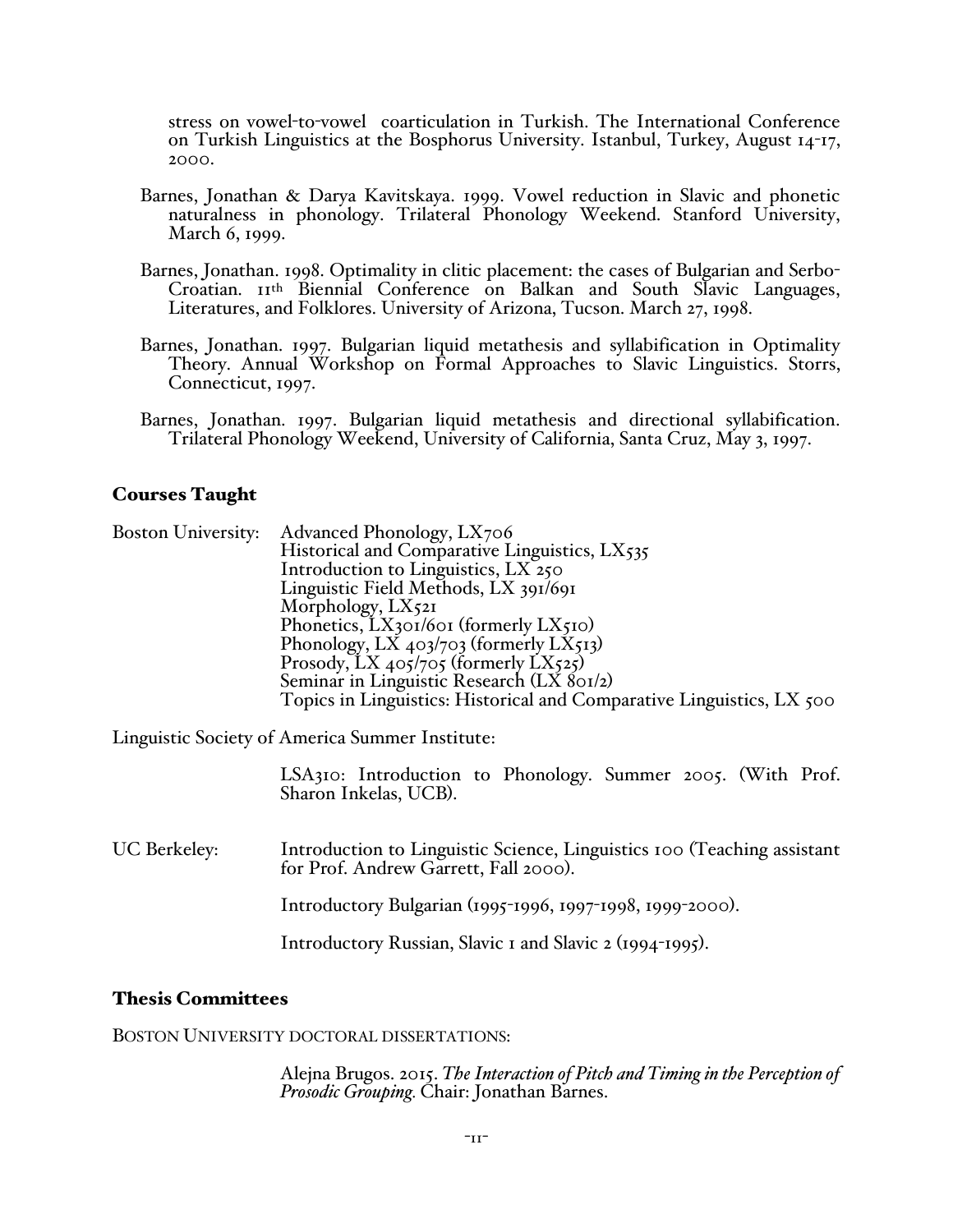stress on vowel-to-vowel coarticulation in Turkish. The International Conference on Turkish Linguistics at the Bosphorus University. Istanbul, Turkey, August 14-17, 2000.

Barnes, Jonathan & Darya Kavitskaya. 1999. Vowel reduction in Slavic and phonetic naturalness in phonology. Trilateral Phonology Weekend. Stanford University, March 6, 1999.

Barnes, Jonathan. 1998. Optimality in clitic placement: the cases of Bulgarian and Serbo-Croatian. 11th Biennial Conference on Balkan and South Slavic Languages, Literatures, and Folklores. University of Arizona, Tucson. March 27, 1998.

Barnes, Jonathan. 1997. Bulgarian liquid metathesis and syllabification in Optimality Theory. Annual Workshop on Formal Approaches to Slavic Linguistics. Storrs, Connecticut, 1997.

Barnes, Jonathan. 1997. Bulgarian liquid metathesis and directional syllabification. Trilateral Phonology Weekend, University of California, Santa Cruz, May 3, 1997.

## Courses Taught

Boston University:
- Advanced Phonology, LX706
- Historical and Comparative Linguistics, LX535
- Introduction to Linguistics, LX 250
- Linguistic Field Methods, LX 391/691
- Morphology, LX521
- Phonetics, LX301/601 (formerly LX510)
- Phonology, LX 403/703 (formerly LX513)
- Prosody, LX 405/705 (formerly LX525)
- Seminar in Linguistic Research (LX 801/2)
- Topics in Linguistics: Historical and Comparative Linguistics, LX 500

Linguistic Society of America Summer Institute:

LSA310: Introduction to Phonology. Summer 2005. (With Prof. Sharon Inkelas, UCB).

UC Berkeley:

Introduction to Linguistic Science, Linguistics 100 (Teaching assistant for Prof. Andrew Garrett, Fall 2000).

Introductory Bulgarian (1995-1996, 1997-1998, 1999-2000).

Introductory Russian, Slavic 1 and Slavic 2 (1994-1995).

## Thesis Committees

BOSTON UNIVERSITY DOCTORAL DISSERTATIONS:

Alejna Brugos. 2015. *The Interaction of Pitch and Timing in the Perception of Prosodic Grouping.* Chair: Jonathan Barnes.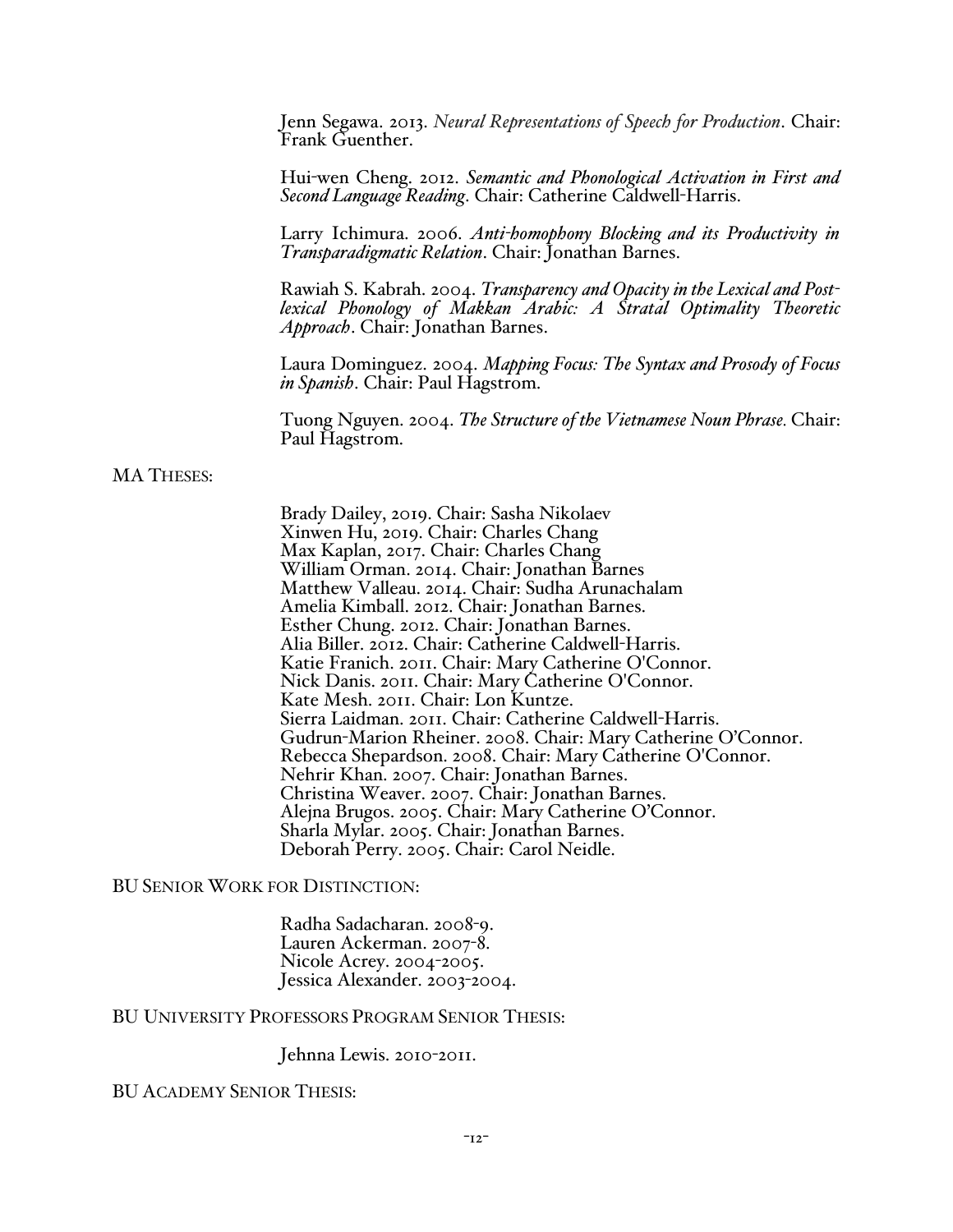Jenn Segawa. 2013. *Neural Representations of Speech for Production*. Chair: Frank Guenther.

Hui-wen Cheng. 2012. *Semantic and Phonological Activation in First and Second Language Reading*. Chair: Catherine Caldwell-Harris.

Larry Ichimura. 2006. *Anti-homophony Blocking and its Productivity in Transparadigmatic Relation*. Chair: Jonathan Barnes.

Rawiah S. Kabrah. 2004. *Transparency and Opacity in the Lexical and Post-lexical Phonology of Makkan Arabic: A Stratal Optimality Theoretic Approach*. Chair: Jonathan Barnes.

Laura Dominguez. 2004. *Mapping Focus: The Syntax and Prosody of Focus in Spanish*. Chair: Paul Hagstrom.

Tuong Nguyen. 2004. *The Structure of the Vietnamese Noun Phrase.* Chair: Paul Hagstrom.

MA THESES:

Brady Dailey, 2019. Chair: Sasha Nikolaev
Xinwen Hu, 2019. Chair: Charles Chang
Max Kaplan, 2017. Chair: Charles Chang
William Orman. 2014. Chair: Jonathan Barnes
Matthew Valleau. 2014. Chair: Sudha Arunachalam
Amelia Kimball. 2012. Chair: Jonathan Barnes.
Esther Chung. 2012. Chair: Jonathan Barnes.
Alia Biller. 2012. Chair: Catherine Caldwell-Harris.
Katie Franich. 2011. Chair: Mary Catherine O'Connor.
Nick Danis. 2011. Chair: Mary Catherine O'Connor.
Kate Mesh. 2011. Chair: Lon Kuntze.
Sierra Laidman. 2011. Chair: Catherine Caldwell-Harris.
Gudrun-Marion Rheiner. 2008. Chair: Mary Catherine O'Connor.
Rebecca Shepardson. 2008. Chair: Mary Catherine O'Connor.
Nehrir Khan. 2007. Chair: Jonathan Barnes.
Christina Weaver. 2007. Chair: Jonathan Barnes.
Alejna Brugos. 2005. Chair: Mary Catherine O'Connor.
Sharla Mylar. 2005. Chair: Jonathan Barnes.
Deborah Perry. 2005. Chair: Carol Neidle.

BU SENIOR WORK FOR DISTINCTION:

Radha Sadacharan. 2008-9.
Lauren Ackerman. 2007-8.
Nicole Acrey. 2004-2005.
Jessica Alexander. 2003-2004.

BU UNIVERSITY PROFESSORS PROGRAM SENIOR THESIS:

Jehnna Lewis. 2010-2011.

BU ACADEMY SENIOR THESIS: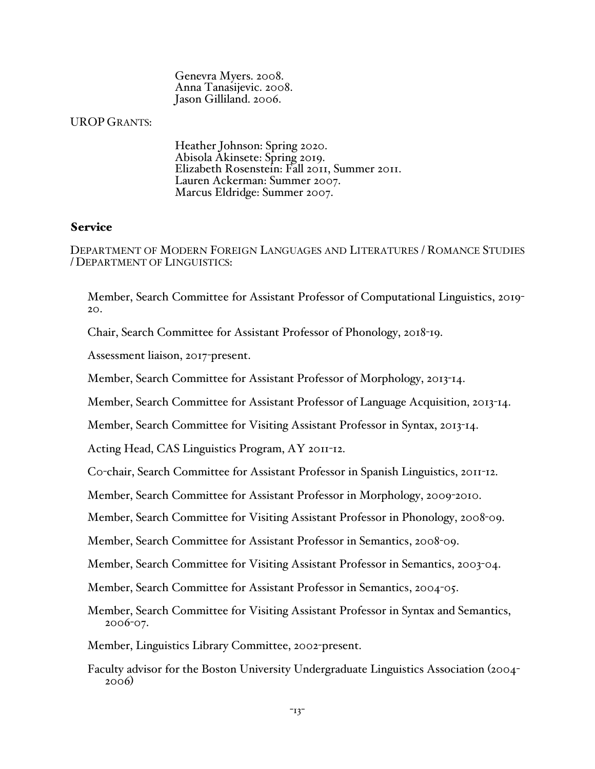Genevra Myers. 2008.
Anna Tanasijevic. 2008.
Jason Gilliland. 2006.

UROP GRANTS:

Heather Johnson: Spring 2020.
Abisola Akinsete: Spring 2019.
Elizabeth Rosenstein: Fall 2011, Summer 2011.
Lauren Ackerman: Summer 2007.
Marcus Eldridge: Summer 2007.

## Service

DEPARTMENT OF MODERN FOREIGN LANGUAGES AND LITERATURES / ROMANCE STUDIES / DEPARTMENT OF LINGUISTICS:

Member, Search Committee for Assistant Professor of Computational Linguistics, 2019-20.

Chair, Search Committee for Assistant Professor of Phonology, 2018-19.

Assessment liaison, 2017-present.

Member, Search Committee for Assistant Professor of Morphology, 2013-14.

Member, Search Committee for Assistant Professor of Language Acquisition, 2013-14.

Member, Search Committee for Visiting Assistant Professor in Syntax, 2013-14.

Acting Head, CAS Linguistics Program, AY 2011-12.

Co-chair, Search Committee for Assistant Professor in Spanish Linguistics, 2011-12.

Member, Search Committee for Assistant Professor in Morphology, 2009-2010.

Member, Search Committee for Visiting Assistant Professor in Phonology, 2008-09.

Member, Search Committee for Assistant Professor in Semantics, 2008-09.

Member, Search Committee for Visiting Assistant Professor in Semantics, 2003-04.

Member, Search Committee for Assistant Professor in Semantics, 2004-05.

Member, Search Committee for Visiting Assistant Professor in Syntax and Semantics, 2006-07.

Member, Linguistics Library Committee, 2002-present.

Faculty advisor for the Boston University Undergraduate Linguistics Association (2004-2006)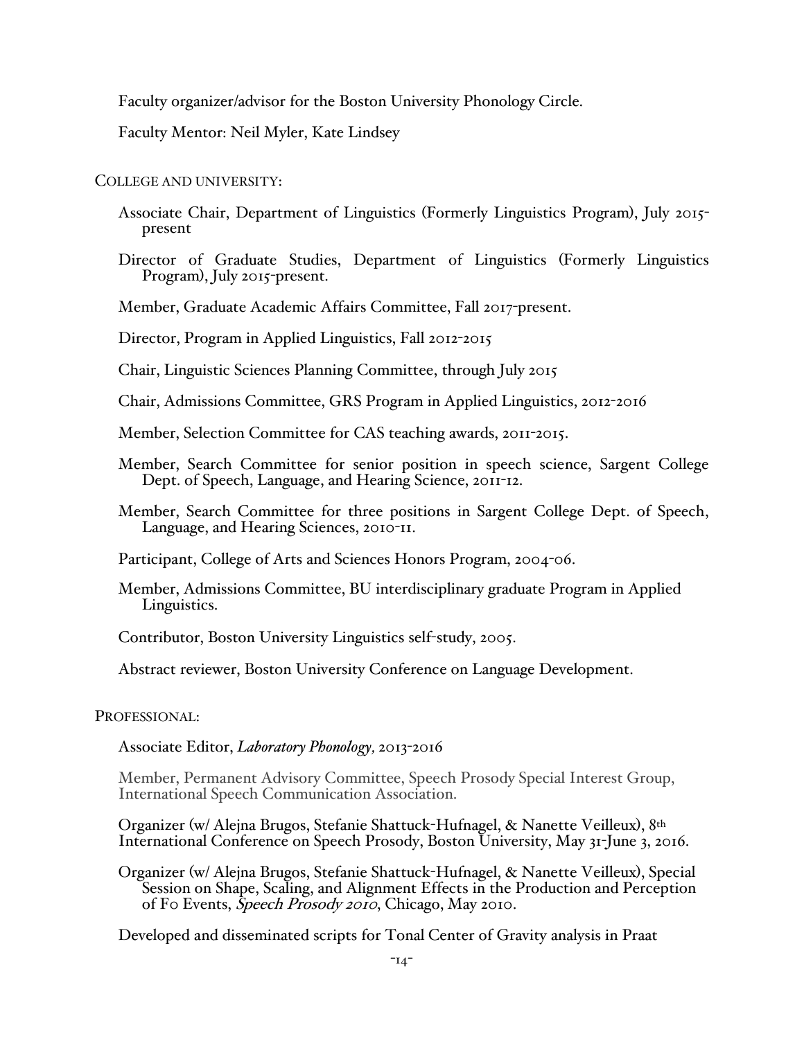Faculty organizer/advisor for the Boston University Phonology Circle.

Faculty Mentor: Neil Myler, Kate Lindsey

COLLEGE AND UNIVERSITY:

Associate Chair, Department of Linguistics (Formerly Linguistics Program), July 2015-present

Director of Graduate Studies, Department of Linguistics (Formerly Linguistics Program), July 2015-present.

Member, Graduate Academic Affairs Committee, Fall 2017-present.

Director, Program in Applied Linguistics, Fall 2012-2015

Chair, Linguistic Sciences Planning Committee, through July 2015

Chair, Admissions Committee, GRS Program in Applied Linguistics, 2012-2016

Member, Selection Committee for CAS teaching awards, 2011-2015.

Member, Search Committee for senior position in speech science, Sargent College Dept. of Speech, Language, and Hearing Science, 2011-12.

Member, Search Committee for three positions in Sargent College Dept. of Speech, Language, and Hearing Sciences, 2010-11.

Participant, College of Arts and Sciences Honors Program, 2004-06.

Member, Admissions Committee, BU interdisciplinary graduate Program in Applied Linguistics.

Contributor, Boston University Linguistics self-study, 2005.

Abstract reviewer, Boston University Conference on Language Development.

PROFESSIONAL:

Associate Editor, *Laboratory Phonology,* 2013-2016

Member, Permanent Advisory Committee, Speech Prosody Special Interest Group, International Speech Communication Association.

Organizer (w/ Alejna Brugos, Stefanie Shattuck-Hufnagel, & Nanette Veilleux), 8th International Conference on Speech Prosody, Boston University, May 31-June 3, 2016.

Organizer (w/ Alejna Brugos, Stefanie Shattuck-Hufnagel, & Nanette Veilleux), Special Session on Shape, Scaling, and Alignment Effects in the Production and Perception of F0 Events, *Speech Prosody 2010*, Chicago, May 2010.

Developed and disseminated scripts for Tonal Center of Gravity analysis in Praat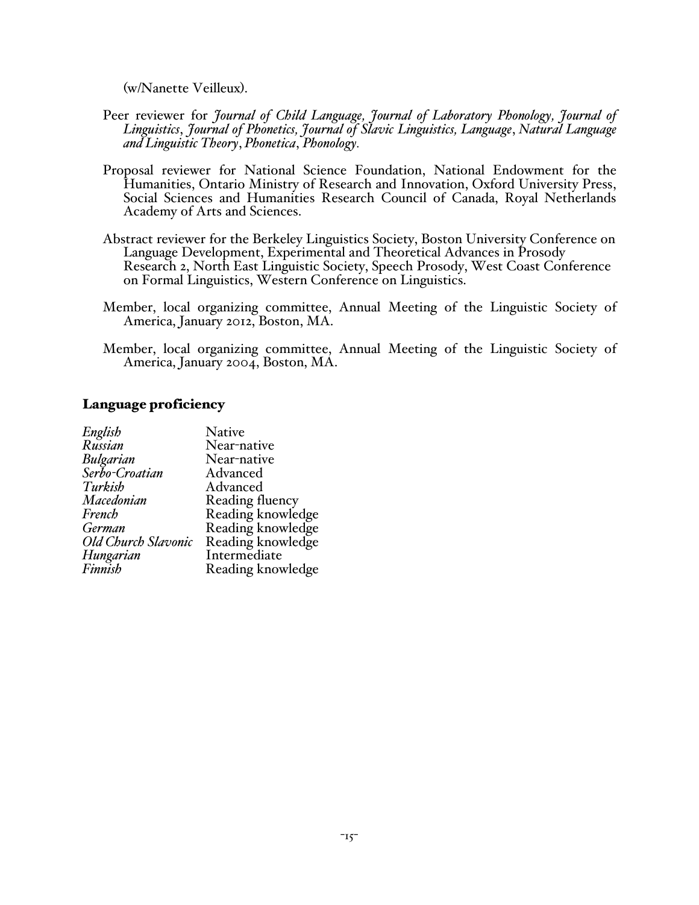(w/Nanette Veilleux).

Peer reviewer for *Journal of Child Language, Journal of Laboratory Phonology, Journal of Linguistics*, *Journal of Phonetics, Journal of Slavic Linguistics, Language*, *Natural Language and Linguistic Theory*, *Phonetica*, *Phonology*.

Proposal reviewer for National Science Foundation, National Endowment for the Humanities, Ontario Ministry of Research and Innovation, Oxford University Press, Social Sciences and Humanities Research Council of Canada, Royal Netherlands Academy of Arts and Sciences.

Abstract reviewer for the Berkeley Linguistics Society, Boston University Conference on Language Development, Experimental and Theoretical Advances in Prosody Research 2, North East Linguistic Society, Speech Prosody, West Coast Conference on Formal Linguistics, Western Conference on Linguistics.

Member, local organizing committee, Annual Meeting of the Linguistic Society of America, January 2012, Boston, MA.

Member, local organizing committee, Annual Meeting of the Linguistic Society of America, January 2004, Boston, MA.

## Language proficiency

| | |
|---|---|
| *English* | Native |
| *Russian* | Near-native |
| *Bulgarian* | Near-native |
| *Serbo-Croatian* | Advanced |
| *Turkish* | Advanced |
| *Macedonian* | Reading fluency |
| *French* | Reading knowledge |
| *German* | Reading knowledge |
| *Old Church Slavonic* | Reading knowledge |
| *Hungarian* | Intermediate |
| *Finnish* | Reading knowledge |